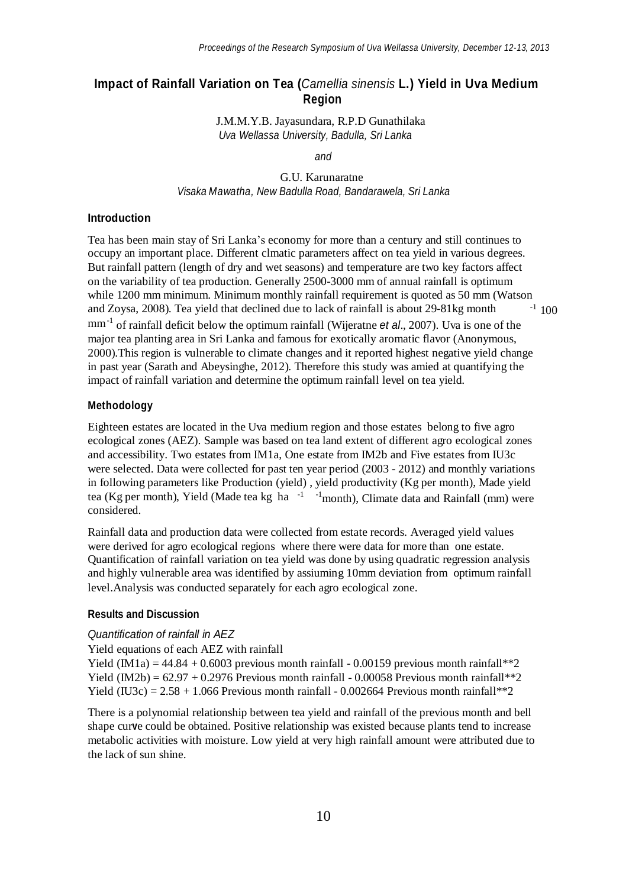# Impact of Rainfall Variation on Tea (*Camellia sinensis* L.) Yield in Uva Medium Region

J.M.M.Y.B. Jayasundara, R.P.D Gunathilaka
*Uva Wellassa University, Badulla, Sri Lanka*

*and*

G.U. Karunaratne
*Visaka Mawatha, New Badulla Road, Bandarawela, Sri Lanka*

## Introduction

Tea has been main stay of Sri Lanka's economy for more than a century and still continues to occupy an important place. Different clmatic parameters affect on tea yield in various degrees. But rainfall pattern (length of dry and wet seasons) and temperature are two key factors affect on the variability of tea production. Generally 2500-3000 mm of annual rainfall is optimum while 1200 mm minimum. Minimum monthly rainfall requirement is quoted as 50 mm (Watson and Zoysa, 2008). Tea yield that declined due to lack of rainfall is about 29-81kg month$^{-1}$ 100 mm$^{-1}$ of rainfall deficit below the optimum rainfall (Wijeratne *et al*., 2007). Uva is one of the major tea planting area in Sri Lanka and famous for exotically aromatic flavor (Anonymous, 2000).This region is vulnerable to climate changes and it reported highest negative yield change in past year (Sarath and Abeysinghe, 2012). Therefore this study was amied at quantifying the impact of rainfall variation and determine the optimum rainfall level on tea yield.

## Methodology

Eighteen estates are located in the Uva medium region and those estates belong to five agro ecological zones (AEZ). Sample was based on tea land extent of different agro ecological zones and accessibility. Two estates from IM1a, One estate from IM2b and Five estates from IU3c were selected. Data were collected for past ten year period (2003 - 2012) and monthly variations in following parameters like Production (yield) , yield productivity (Kg per month), Made yield tea (Kg per month), Yield (Made tea kg ha$^{-1}$ $^{-1}$month), Climate data and Rainfall (mm) were considered.

Rainfall data and production data were collected from estate records. Averaged yield values were derived for agro ecological regions where there were data for more than one estate. Quantification of rainfall variation on tea yield was done by using quadratic regression analysis and highly vulnerable area was identified by assiuming 10mm deviation from optimum rainfall level.Analysis was conducted separately for each agro ecological zone.

## Results and Discussion

*Quantification of rainfall in AEZ*

Yield equations of each AEZ with rainfall

Yield (IM1a) = 44.84 + 0.6003 previous month rainfall - 0.00159 previous month rainfall**2
Yield (IM2b) = 62.97 + 0.2976 Previous month rainfall - 0.00058 Previous month rainfall**2
Yield (IU3c) = 2.58 + 1.066 Previous month rainfall - 0.002664 Previous month rainfall**2

There is a polynomial relationship between tea yield and rainfall of the previous month and bell shape curve could be obtained. Positive relationship was existed because plants tend to increase metabolic activities with moisture. Low yield at very high rainfall amount were attributed due to the lack of sun shine.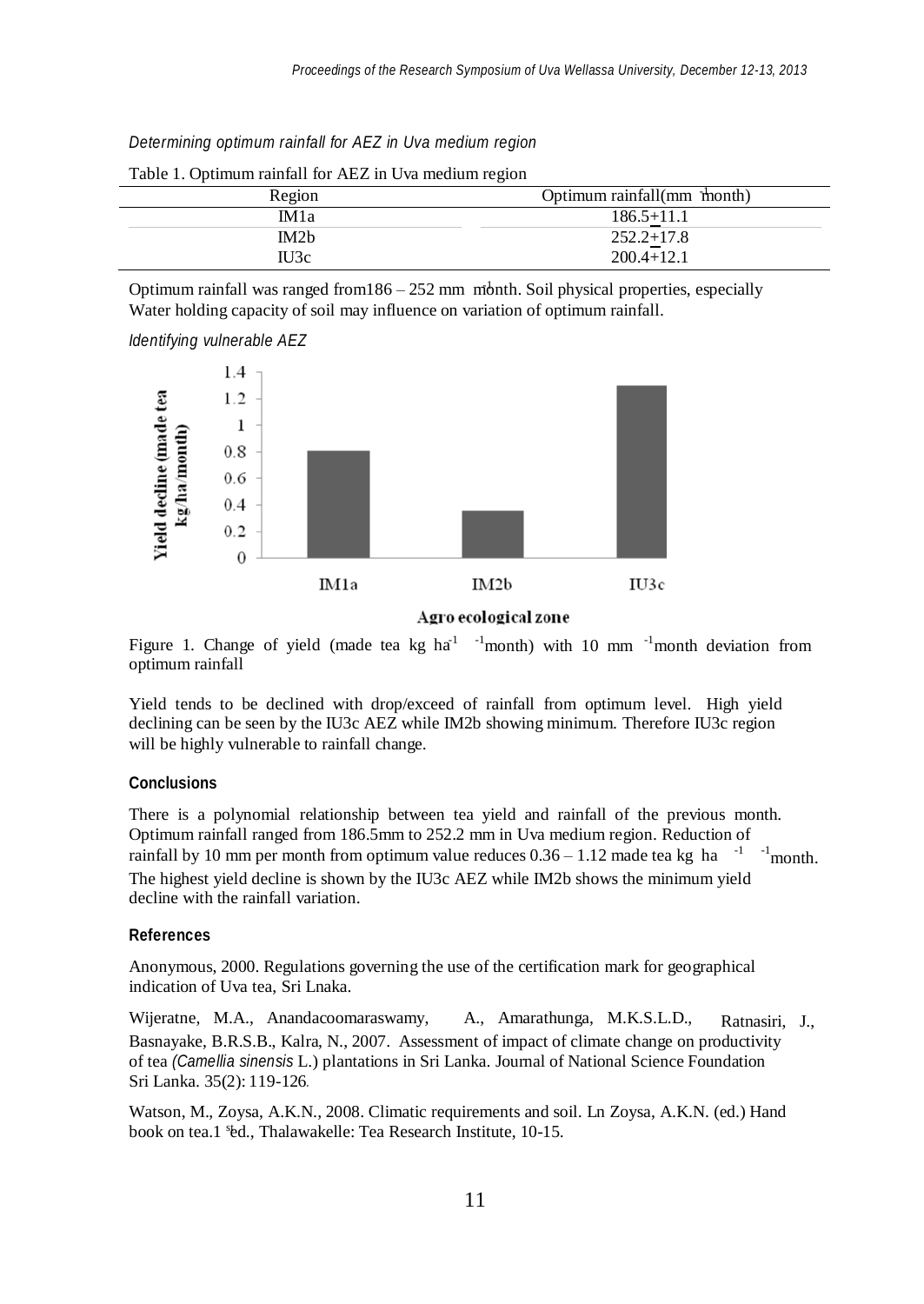*Determining optimum rainfall for AEZ in Uva medium region*

Table 1. Optimum rainfall for AEZ in Uva medium region

| Region | Optimum rainfall(mm $^{-1}$month) |
|---|---|
| IM1a | 186.5+11.1 |
| IM2b | 252.2+17.8 |
| IU3c | 200.4+12.1 |

Optimum rainfall was ranged from186 – 252 mm $^{-1}$month. Soil physical properties, especially Water holding capacity of soil may influence on variation of optimum rainfall.

*Identifying vulnerable AEZ*

Figure 1. Change of yield (made tea kg ha$^{-1}$ $^{-1}$month) with 10 mm $^{-1}$month deviation from optimum rainfall

Yield tends to be declined with drop/exceed of rainfall from optimum level. High yield declining can be seen by the IU3c AEZ while IM2b showing minimum. Therefore IU3c region will be highly vulnerable to rainfall change.

### Conclusions

There is a polynomial relationship between tea yield and rainfall of the previous month. Optimum rainfall ranged from 186.5mm to 252.2 mm in Uva medium region. Reduction of rainfall by 10 mm per month from optimum value reduces 0.36 – 1.12 made tea kg ha $^{-1}$ $^{-1}$month. The highest yield decline is shown by the IU3c AEZ while IM2b shows the minimum yield decline with the rainfall variation.

### References

Anonymous, 2000. Regulations governing the use of the certification mark for geographical indication of Uva tea, Sri Lnaka.

Wijeratne, M.A., Anandacoomaraswamy, A., Amarathunga, M.K.S.L.D., Ratnasiri, J., Basnayake, B.R.S.B., Kalra, N., 2007. Assessment of impact of climate change on productivity of tea *(Camellia sinensis* L.) plantations in Sri Lanka. Journal of National Science Foundation Sri Lanka. 35(2): 119-126.

Watson, M., Zoysa, A.K.N., 2008. Climatic requirements and soil. Ln Zoysa, A.K.N. (ed.) Hand book on tea.1 $^{s}$ed., Thalawakelle: Tea Research Institute, 10-15.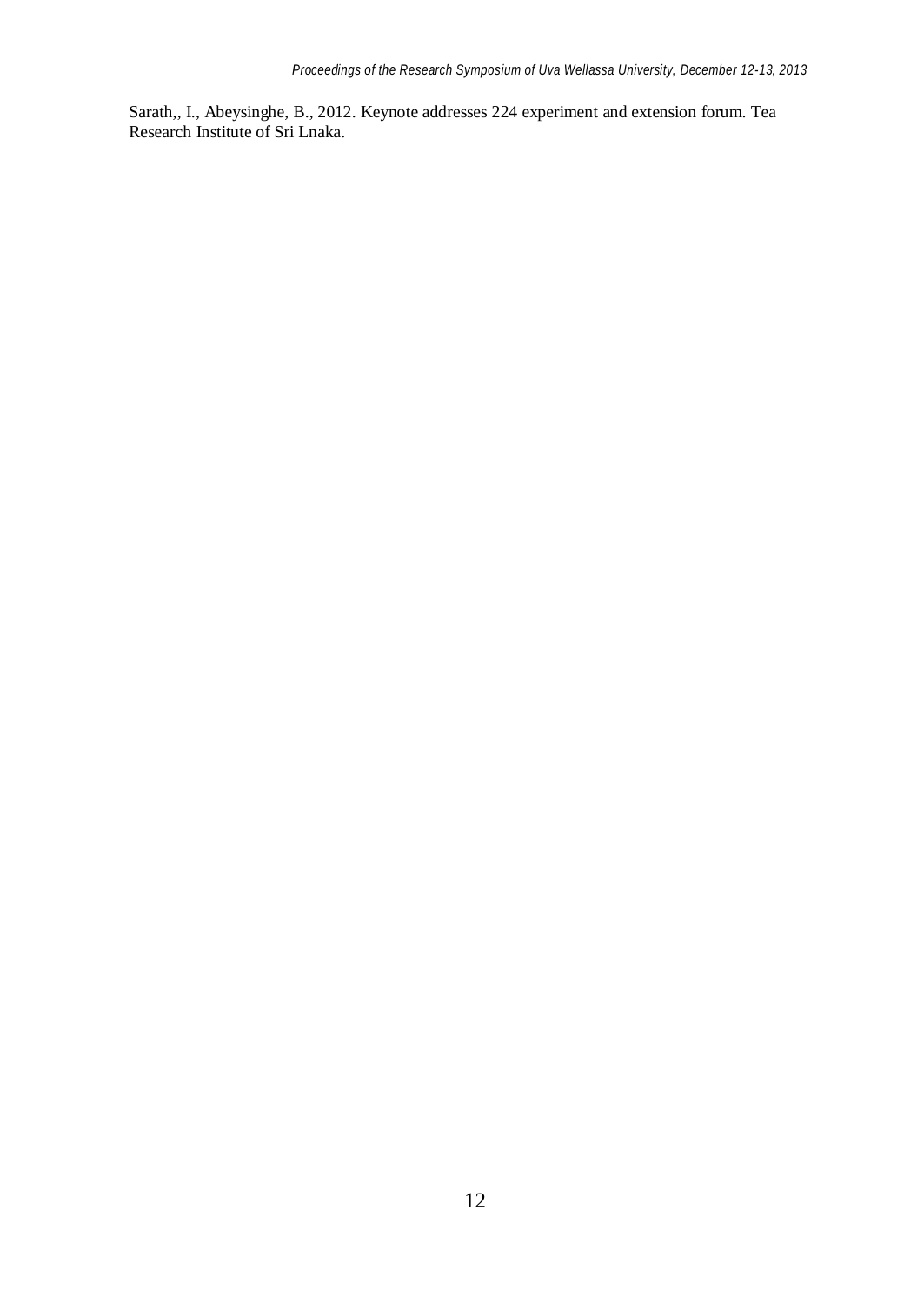Sarath,, I., Abeysinghe, B., 2012. Keynote addresses 224 experiment and extension forum. Tea Research Institute of Sri Lnaka.